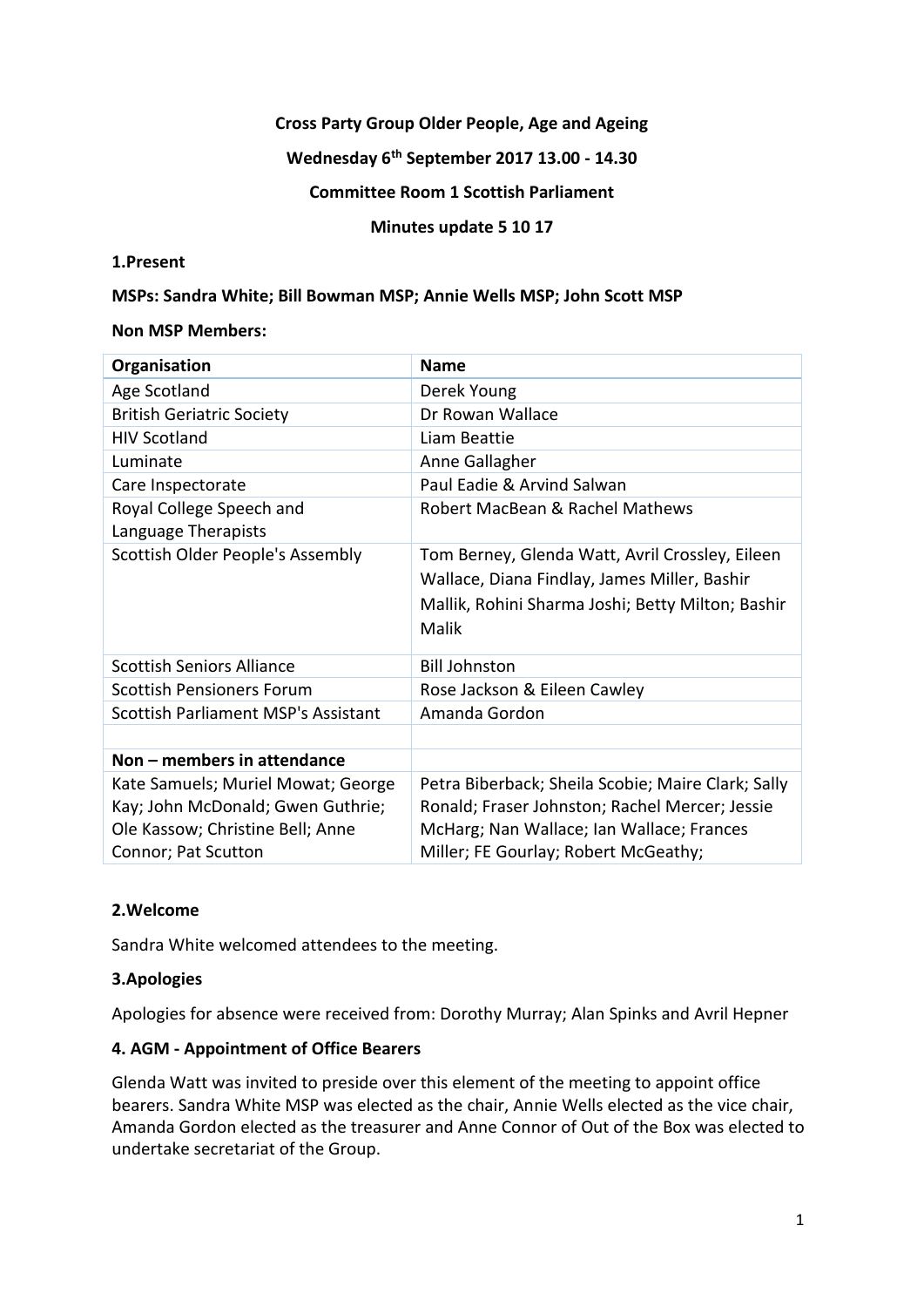**Cross Party Group Older People, Age and Ageing**

**Wednesday 6th September 2017 13.00 - 14.30**

**Committee Room 1 Scottish Parliament**

**Minutes update 5 10 17**

**1.Present**

**MSPs: Sandra White; Bill Bowman MSP; Annie Wells MSP; John Scott MSP**

**Non MSP Members:**

| Organisation | Name |
|---|---|
| Age Scotland | Derek Young |
| British Geriatric Society | Dr Rowan Wallace |
| HIV Scotland | Liam Beattie |
| Luminate | Anne Gallagher |
| Care Inspectorate | Paul Eadie & Arvind Salwan |
| Royal College Speech and Language Therapists | Robert MacBean & Rachel Mathews |
| Scottish Older People's Assembly | Tom Berney, Glenda Watt, Avril Crossley, Eileen Wallace, Diana Findlay, James Miller, Bashir Mallik, Rohini Sharma Joshi; Betty Milton; Bashir Malik |
| Scottish Seniors Alliance | Bill Johnston |
| Scottish Pensioners Forum | Rose Jackson & Eileen Cawley |
| Scottish Parliament MSP's Assistant | Amanda Gordon |
| | |
| **Non – members in attendance** | |
| Kate Samuels; Muriel Mowat; George Kay; John McDonald; Gwen Guthrie; Ole Kassow; Christine Bell; Anne Connor; Pat Scutton | Petra Biberback; Sheila Scobie; Maire Clark; Sally Ronald; Fraser Johnston; Rachel Mercer; Jessie McHarg; Nan Wallace; Ian Wallace; Frances Miller; FE Gourlay; Robert McGeathy; |

**2.Welcome**

Sandra White welcomed attendees to the meeting.

**3.Apologies**

Apologies for absence were received from: Dorothy Murray; Alan Spinks and Avril Hepner

**4. AGM - Appointment of Office Bearers**

Glenda Watt was invited to preside over this element of the meeting to appoint office bearers. Sandra White MSP was elected as the chair, Annie Wells elected as the vice chair, Amanda Gordon elected as the treasurer and Anne Connor of Out of the Box was elected to undertake secretariat of the Group.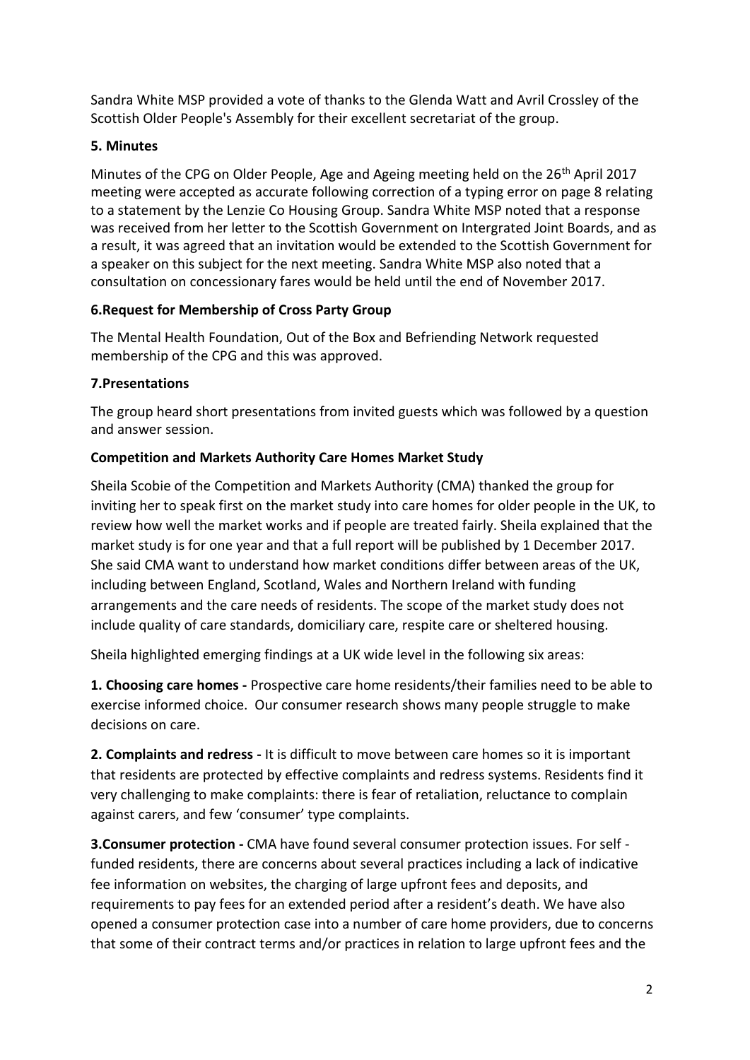Sandra White MSP provided a vote of thanks to the Glenda Watt and Avril Crossley of the Scottish Older People's Assembly for their excellent secretariat of the group.

### 5. Minutes

Minutes of the CPG on Older People, Age and Ageing meeting held on the 26th April 2017 meeting were accepted as accurate following correction of a typing error on page 8 relating to a statement by the Lenzie Co Housing Group. Sandra White MSP noted that a response was received from her letter to the Scottish Government on Intergrated Joint Boards, and as a result, it was agreed that an invitation would be extended to the Scottish Government for a speaker on this subject for the next meeting. Sandra White MSP also noted that a consultation on concessionary fares would be held until the end of November 2017.

### 6.Request for Membership of Cross Party Group

The Mental Health Foundation, Out of the Box and Befriending Network requested membership of the CPG and this was approved.

### 7.Presentations

The group heard short presentations from invited guests which was followed by a question and answer session.

**Competition and Markets Authority Care Homes Market Study**

Sheila Scobie of the Competition and Markets Authority (CMA) thanked the group for inviting her to speak first on the market study into care homes for older people in the UK, to review how well the market works and if people are treated fairly. Sheila explained that the market study is for one year and that a full report will be published by 1 December 2017. She said CMA want to understand how market conditions differ between areas of the UK, including between England, Scotland, Wales and Northern Ireland with funding arrangements and the care needs of residents. The scope of the market study does not include quality of care standards, domiciliary care, respite care or sheltered housing.

Sheila highlighted emerging findings at a UK wide level in the following six areas:

**1. Choosing care homes -** Prospective care home residents/their families need to be able to exercise informed choice. Our consumer research shows many people struggle to make decisions on care.

**2. Complaints and redress -** It is difficult to move between care homes so it is important that residents are protected by effective complaints and redress systems. Residents find it very challenging to make complaints: there is fear of retaliation, reluctance to complain against carers, and few 'consumer' type complaints.

**3.Consumer protection -** CMA have found several consumer protection issues. For self - funded residents, there are concerns about several practices including a lack of indicative fee information on websites, the charging of large upfront fees and deposits, and requirements to pay fees for an extended period after a resident's death. We have also opened a consumer protection case into a number of care home providers, due to concerns that some of their contract terms and/or practices in relation to large upfront fees and the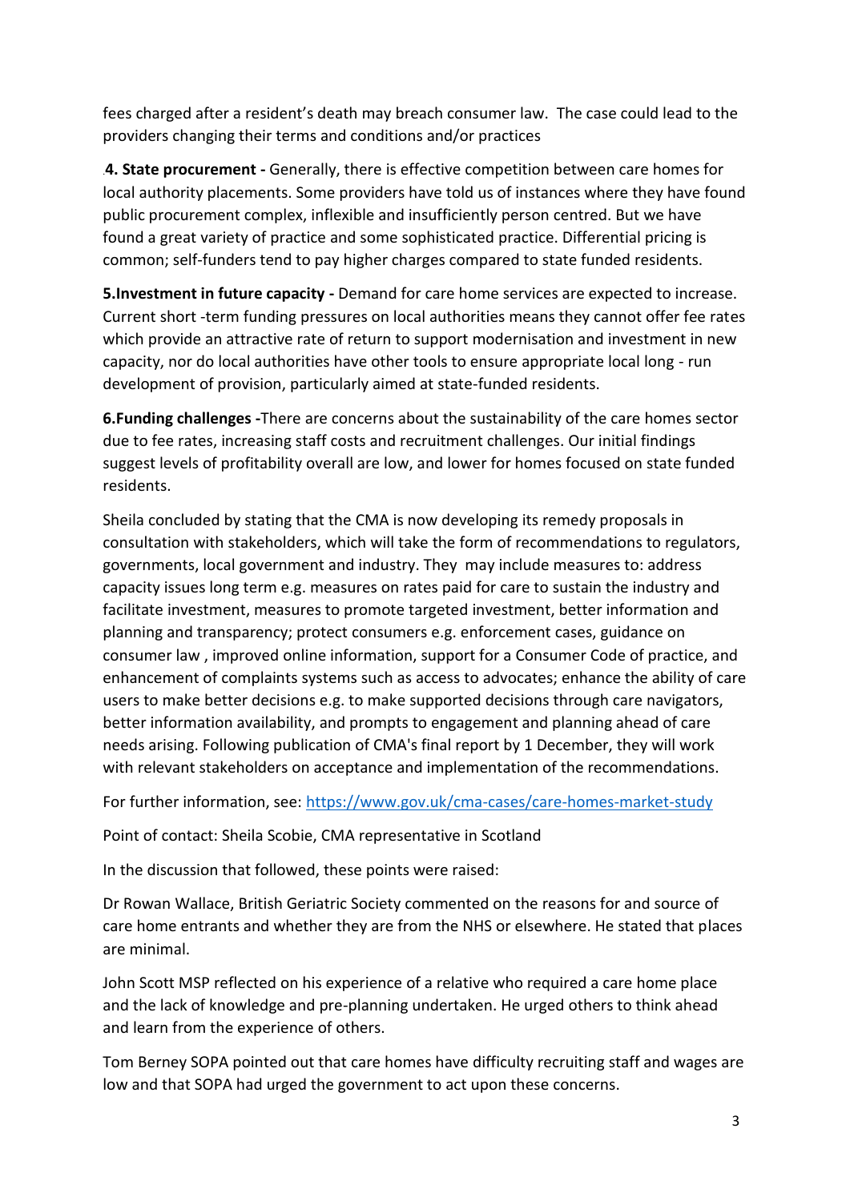fees charged after a resident's death may breach consumer law. The case could lead to the providers changing their terms and conditions and/or practices

.**4. State procurement -** Generally, there is effective competition between care homes for local authority placements. Some providers have told us of instances where they have found public procurement complex, inflexible and insufficiently person centred. But we have found a great variety of practice and some sophisticated practice. Differential pricing is common; self-funders tend to pay higher charges compared to state funded residents.

**5.Investment in future capacity -** Demand for care home services are expected to increase. Current short -term funding pressures on local authorities means they cannot offer fee rates which provide an attractive rate of return to support modernisation and investment in new capacity, nor do local authorities have other tools to ensure appropriate local long - run development of provision, particularly aimed at state-funded residents.

**6.Funding challenges -**There are concerns about the sustainability of the care homes sector due to fee rates, increasing staff costs and recruitment challenges. Our initial findings suggest levels of profitability overall are low, and lower for homes focused on state funded residents.

Sheila concluded by stating that the CMA is now developing its remedy proposals in consultation with stakeholders, which will take the form of recommendations to regulators, governments, local government and industry. They may include measures to: address capacity issues long term e.g. measures on rates paid for care to sustain the industry and facilitate investment, measures to promote targeted investment, better information and planning and transparency; protect consumers e.g. enforcement cases, guidance on consumer law , improved online information, support for a Consumer Code of practice, and enhancement of complaints systems such as access to advocates; enhance the ability of care users to make better decisions e.g. to make supported decisions through care navigators, better information availability, and prompts to engagement and planning ahead of care needs arising. Following publication of CMA's final report by 1 December, they will work with relevant stakeholders on acceptance and implementation of the recommendations.

For further information, see: [https://www.gov.uk/cma-cases/care-homes-market-study](https://www.gov.uk/cma-cases/care-homes-market-study)

Point of contact: Sheila Scobie, CMA representative in Scotland

In the discussion that followed, these points were raised:

Dr Rowan Wallace, British Geriatric Society commented on the reasons for and source of care home entrants and whether they are from the NHS or elsewhere. He stated that places are minimal.

John Scott MSP reflected on his experience of a relative who required a care home place and the lack of knowledge and pre-planning undertaken. He urged others to think ahead and learn from the experience of others.

Tom Berney SOPA pointed out that care homes have difficulty recruiting staff and wages are low and that SOPA had urged the government to act upon these concerns.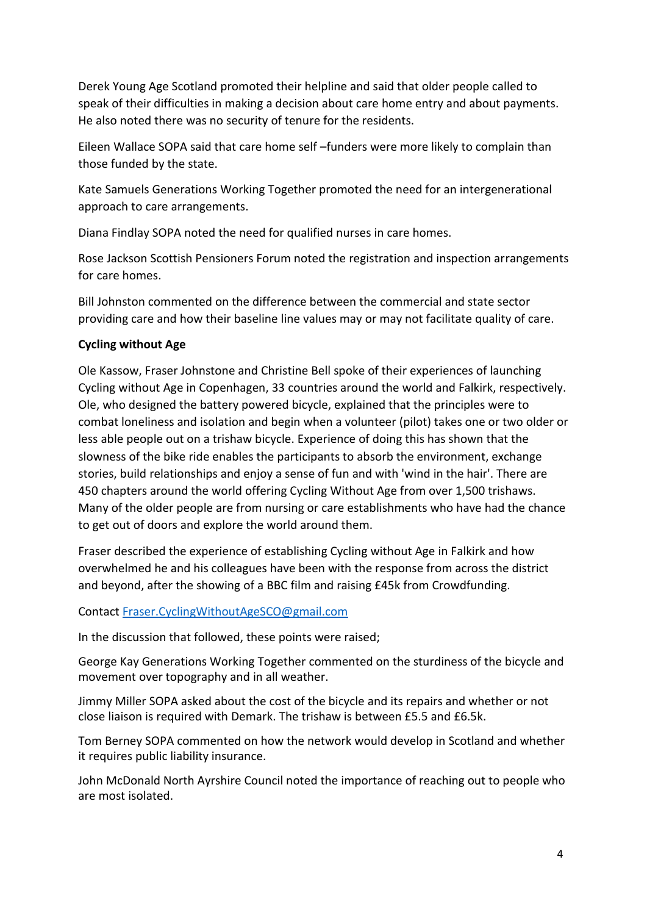Derek Young Age Scotland promoted their helpline and said that older people called to speak of their difficulties in making a decision about care home entry and about payments. He also noted there was no security of tenure for the residents.

Eileen Wallace SOPA said that care home self –funders were more likely to complain than those funded by the state.

Kate Samuels Generations Working Together promoted the need for an intergenerational approach to care arrangements.

Diana Findlay SOPA noted the need for qualified nurses in care homes.

Rose Jackson Scottish Pensioners Forum noted the registration and inspection arrangements for care homes.

Bill Johnston commented on the difference between the commercial and state sector providing care and how their baseline line values may or may not facilitate quality of care.

**Cycling without Age**

Ole Kassow, Fraser Johnstone and Christine Bell spoke of their experiences of launching Cycling without Age in Copenhagen, 33 countries around the world and Falkirk, respectively. Ole, who designed the battery powered bicycle, explained that the principles were to combat loneliness and isolation and begin when a volunteer (pilot) takes one or two older or less able people out on a trishaw bicycle. Experience of doing this has shown that the slowness of the bike ride enables the participants to absorb the environment, exchange stories, build relationships and enjoy a sense of fun and with 'wind in the hair'. There are 450 chapters around the world offering Cycling Without Age from over 1,500 trishaws. Many of the older people are from nursing or care establishments who have had the chance to get out of doors and explore the world around them.

Fraser described the experience of establishing Cycling without Age in Falkirk and how overwhelmed he and his colleagues have been with the response from across the district and beyond, after the showing of a BBC film and raising £45k from Crowdfunding.

Contact [Fraser.CyclingWithoutAgeSCO@gmail.com](mailto:Fraser.CyclingWithoutAgeSCO@gmail.com)

In the discussion that followed, these points were raised;

George Kay Generations Working Together commented on the sturdiness of the bicycle and movement over topography and in all weather.

Jimmy Miller SOPA asked about the cost of the bicycle and its repairs and whether or not close liaison is required with Demark. The trishaw is between £5.5 and £6.5k.

Tom Berney SOPA commented on how the network would develop in Scotland and whether it requires public liability insurance.

John McDonald North Ayrshire Council noted the importance of reaching out to people who are most isolated.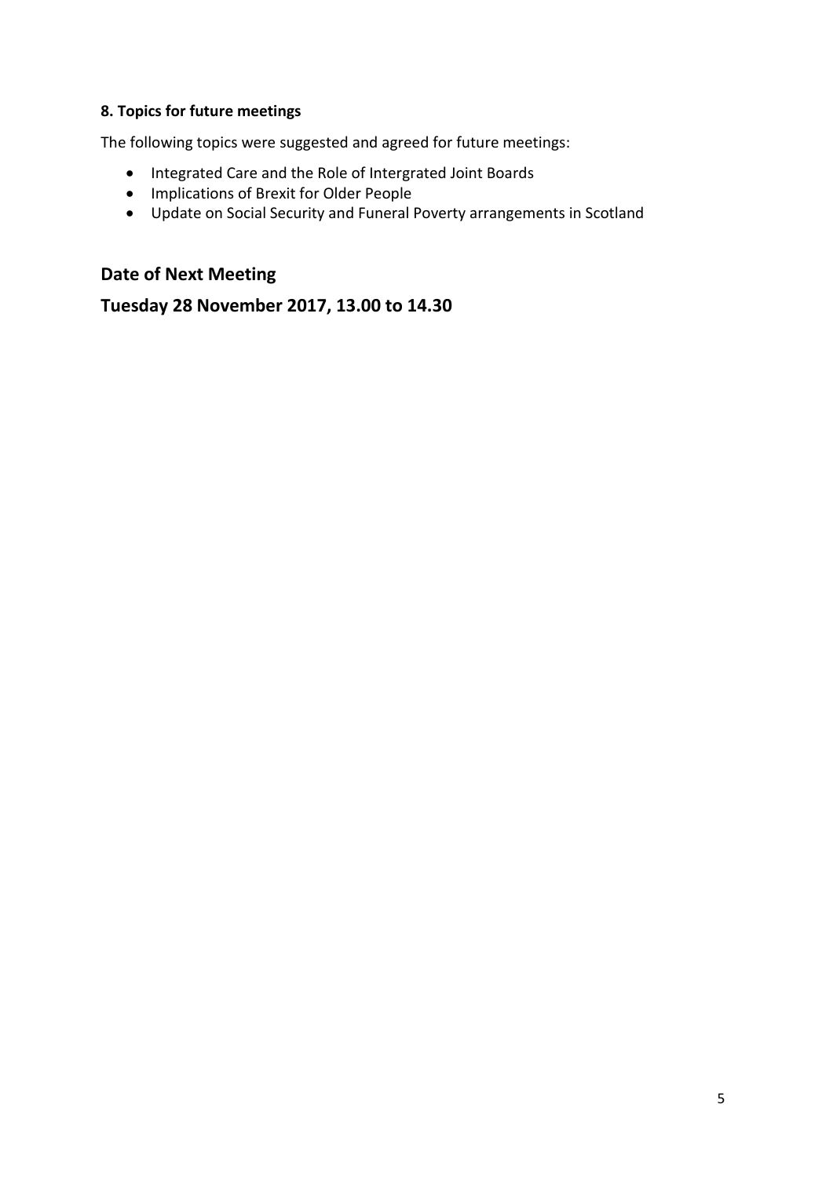### 8. Topics for future meetings

The following topics were suggested and agreed for future meetings:

- Integrated Care and the Role of Intergrated Joint Boards
- Implications of Brexit for Older People
- Update on Social Security and Funeral Poverty arrangements in Scotland

## Date of Next Meeting

## Tuesday 28 November 2017, 13.00 to 14.30